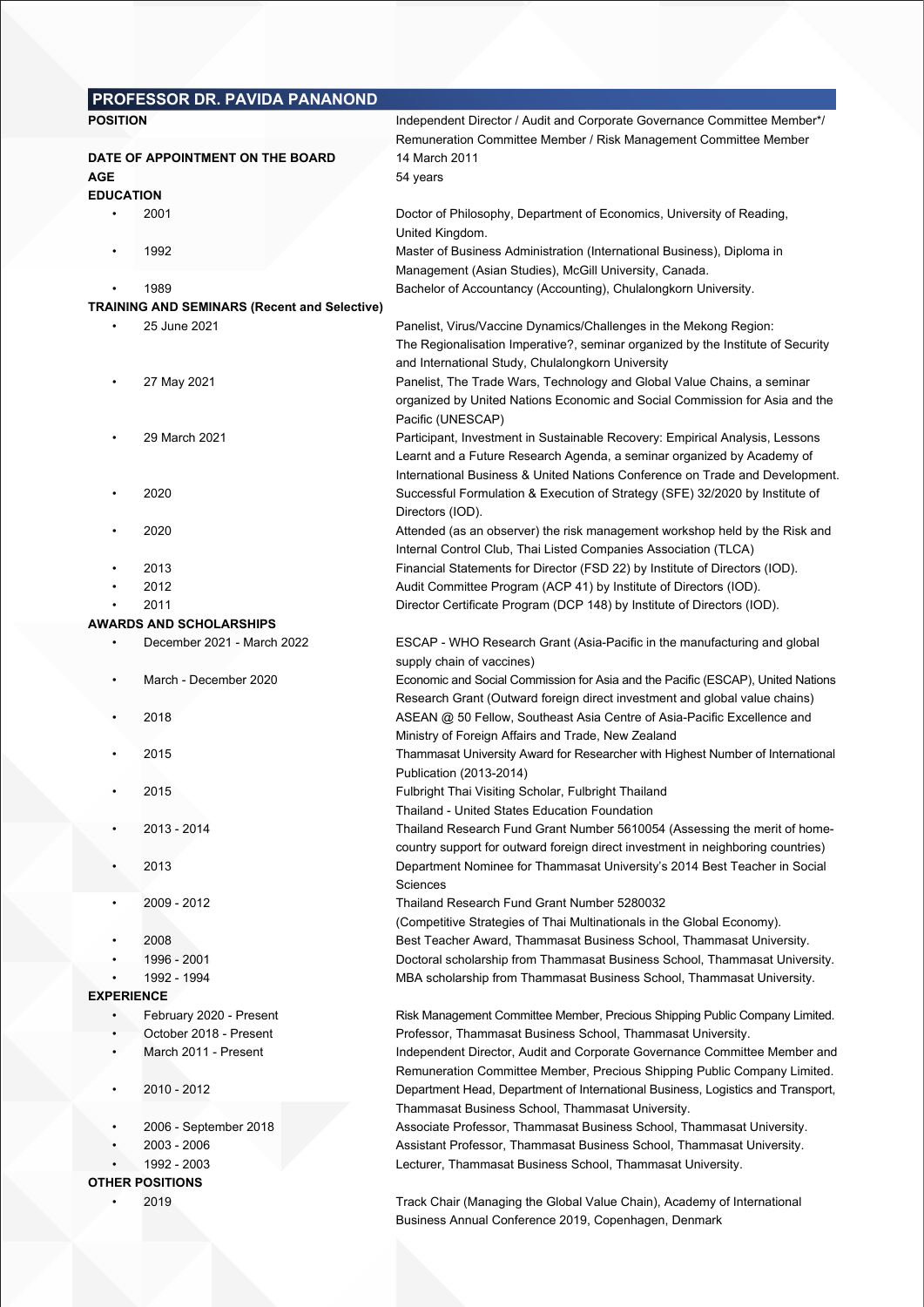## PROFESSOR DR. PAVIDA PANANOND

**POSITION**
Independent Director / Audit and Corporate Governance Committee Member*/ Remuneration Committee Member / Risk Management Committee Member

**DATE OF APPOINTMENT ON THE BOARD**
14 March 2011

**AGE**
54 years

**EDUCATION**

- 2001 — Doctor of Philosophy, Department of Economics, University of Reading, United Kingdom.
- 1992 — Master of Business Administration (International Business), Diploma in Management (Asian Studies), McGill University, Canada.
- 1989 — Bachelor of Accountancy (Accounting), Chulalongkorn University.

**TRAINING AND SEMINARS (Recent and Selective)**

- 25 June 2021 — Panelist, Virus/Vaccine Dynamics/Challenges in the Mekong Region: The Regionalisation Imperative?, seminar organized by the Institute of Security and International Study, Chulalongkorn University
- 27 May 2021 — Panelist, The Trade Wars, Technology and Global Value Chains, a seminar organized by United Nations Economic and Social Commission for Asia and the Pacific (UNESCAP)
- 29 March 2021 — Participant, Investment in Sustainable Recovery: Empirical Analysis, Lessons Learnt and a Future Research Agenda, a seminar organized by Academy of International Business & United Nations Conference on Trade and Development.
- 2020 — Successful Formulation & Execution of Strategy (SFE) 32/2020 by Institute of Directors (IOD).
- 2020 — Attended (as an observer) the risk management workshop held by the Risk and Internal Control Club, Thai Listed Companies Association (TLCA)
- 2013 — Financial Statements for Director (FSD 22) by Institute of Directors (IOD).
- 2012 — Audit Committee Program (ACP 41) by Institute of Directors (IOD).
- 2011 — Director Certificate Program (DCP 148) by Institute of Directors (IOD).

**AWARDS AND SCHOLARSHIPS**

- December 2021 - March 2022 — ESCAP - WHO Research Grant (Asia-Pacific in the manufacturing and global supply chain of vaccines)
- March - December 2020 — Economic and Social Commission for Asia and the Pacific (ESCAP), United Nations Research Grant (Outward foreign direct investment and global value chains)
- 2018 — ASEAN @ 50 Fellow, Southeast Asia Centre of Asia-Pacific Excellence and Ministry of Foreign Affairs and Trade, New Zealand
- 2015 — Thammasat University Award for Researcher with Highest Number of International Publication (2013-2014)
- 2015 — Fulbright Thai Visiting Scholar, Fulbright Thailand Thailand - United States Education Foundation
- 2013 - 2014 — Thailand Research Fund Grant Number 5610054 (Assessing the merit of home-country support for outward foreign direct investment in neighboring countries)
- 2013 — Department Nominee for Thammasat University's 2014 Best Teacher in Social Sciences
- 2009 - 2012 — Thailand Research Fund Grant Number 5280032 (Competitive Strategies of Thai Multinationals in the Global Economy).
- 2008 — Best Teacher Award, Thammasat Business School, Thammasat University.
- 1996 - 2001 — Doctoral scholarship from Thammasat Business School, Thammasat University.
- 1992 - 1994 — MBA scholarship from Thammasat Business School, Thammasat University.

**EXPERIENCE**

- February 2020 - Present — Risk Management Committee Member, Precious Shipping Public Company Limited.
- October 2018 - Present — Professor, Thammasat Business School, Thammasat University.
- March 2011 - Present — Independent Director, Audit and Corporate Governance Committee Member and Remuneration Committee Member, Precious Shipping Public Company Limited.
- 2010 - 2012 — Department Head, Department of International Business, Logistics and Transport, Thammasat Business School, Thammasat University.
- 2006 - September 2018 — Associate Professor, Thammasat Business School, Thammasat University.
- 2003 - 2006 — Assistant Professor, Thammasat Business School, Thammasat University.
- 1992 - 2003 — Lecturer, Thammasat Business School, Thammasat University.

**OTHER POSITIONS**

- 2019 — Track Chair (Managing the Global Value Chain), Academy of International Business Annual Conference 2019, Copenhagen, Denmark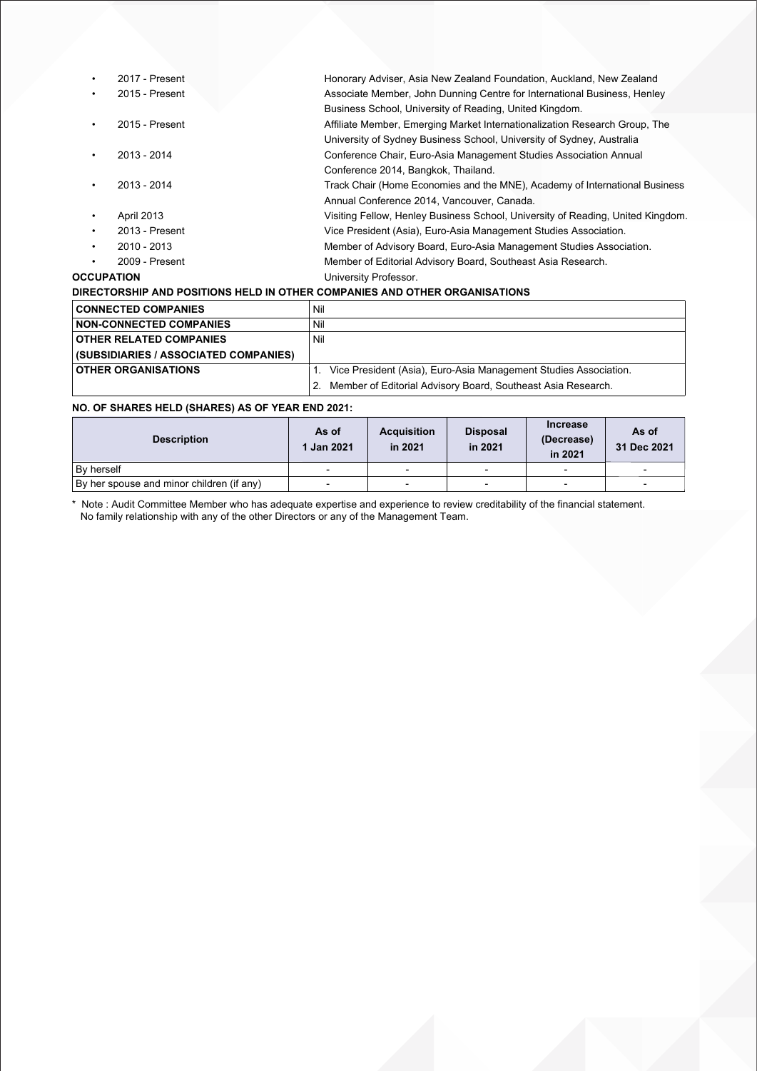- 2017 - Present Honorary Adviser, Asia New Zealand Foundation, Auckland, New Zealand
- 2015 - Present Associate Member, John Dunning Centre for International Business, Henley Business School, University of Reading, United Kingdom.
- 2015 - Present Affiliate Member, Emerging Market Internationalization Research Group, The University of Sydney Business School, University of Sydney, Australia
- 2013 - 2014 Conference Chair, Euro-Asia Management Studies Association Annual Conference 2014, Bangkok, Thailand.
- 2013 - 2014 Track Chair (Home Economies and the MNE), Academy of International Business Annual Conference 2014, Vancouver, Canada.
- April 2013 Visiting Fellow, Henley Business School, University of Reading, United Kingdom.
- 2013 - Present Vice President (Asia), Euro-Asia Management Studies Association.
- 2010 - 2013 Member of Advisory Board, Euro-Asia Management Studies Association.
- 2009 - Present Member of Editorial Advisory Board, Southeast Asia Research.

**OCCUPATION** University Professor.

**DIRECTORSHIP AND POSITIONS HELD IN OTHER COMPANIES AND OTHER ORGANISATIONS**

| | |
|---|---|
| **CONNECTED COMPANIES** | Nil |
| **NON-CONNECTED COMPANIES** | Nil |
| **OTHER RELATED COMPANIES (SUBSIDIARIES / ASSOCIATED COMPANIES)** | Nil |
| **OTHER ORGANISATIONS** | 1. Vice President (Asia), Euro-Asia Management Studies Association.<br>2. Member of Editorial Advisory Board, Southeast Asia Research. |

**NO. OF SHARES HELD (SHARES) AS OF YEAR END 2021:**

| Description | As of 1 Jan 2021 | Acquisition in 2021 | Disposal in 2021 | Increase (Decrease) in 2021 | As of 31 Dec 2021 |
|---|---|---|---|---|---|
| By herself | - | - | - | - | - |
| By her spouse and minor children (if any) | - | - | - | - | - |

\* Note : Audit Committee Member who has adequate expertise and experience to review creditability of the financial statement.
No family relationship with any of the other Directors or any of the Management Team.